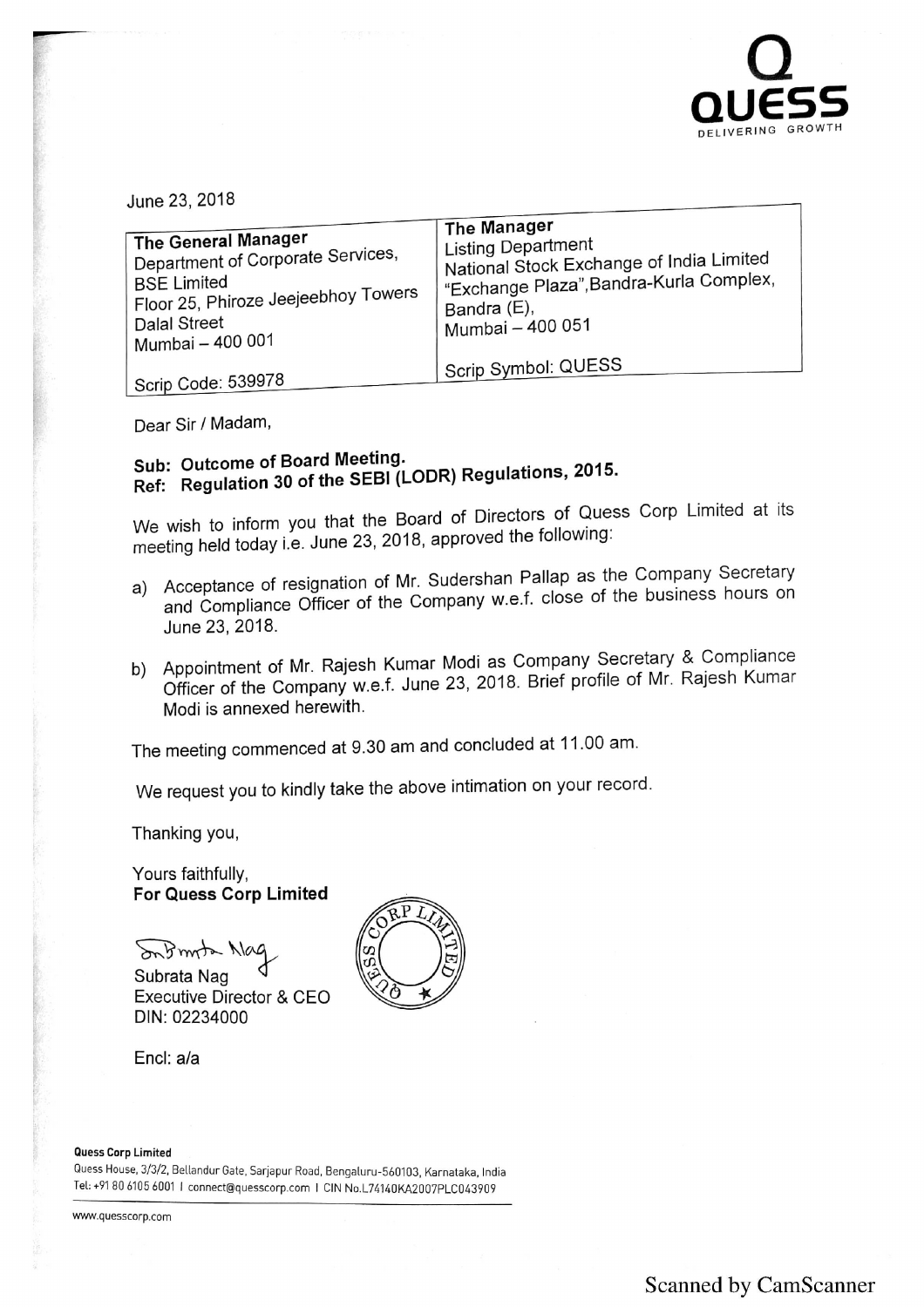June 23, 2018

| The General Manager<br>Department of Corporate Services,<br>BSE Limited<br>Floor 25, Phiroze Jeejeebhoy Towers<br>Dalal Street<br>Mumbai – 400 001<br><br>Scrip Code: 539978 | The Manager<br>Listing Department<br>National Stock Exchange of India Limited<br>"Exchange Plaza",Bandra-Kurla Complex,<br>Bandra (E),<br>Mumbai – 400 051<br><br>Scrip Symbol: QUESS |
|---|---|

Dear Sir / Madam,

**Sub: Outcome of Board Meeting.**
**Ref: Regulation 30 of the SEBI (LODR) Regulations, 2015.**

We wish to inform you that the Board of Directors of Quess Corp Limited at its meeting held today i.e. June 23, 2018, approved the following:

a) Acceptance of resignation of Mr. Sudershan Pallap as the Company Secretary and Compliance Officer of the Company w.e.f. close of the business hours on June 23, 2018.

b) Appointment of Mr. Rajesh Kumar Modi as Company Secretary & Compliance Officer of the Company w.e.f. June 23, 2018. Brief profile of Mr. Rajesh Kumar Modi is annexed herewith.

The meeting commenced at 9.30 am and concluded at 11.00 am.

We request you to kindly take the above intimation on your record.

Thanking you,

Yours faithfully,
**For Quess Corp Limited**

Subrata Nag
Executive Director & CEO
DIN: 02234000

Encl: a/a

**Quess Corp Limited**
Quess House, 3/3/2, Bellandur Gate, Sarjapur Road, Bengaluru-560103, Karnataka, India
Tel: +91 80 6105 6001 I connect@quesscorp.com I CIN No.L74140KA2007PLC043909

www.quesscorp.com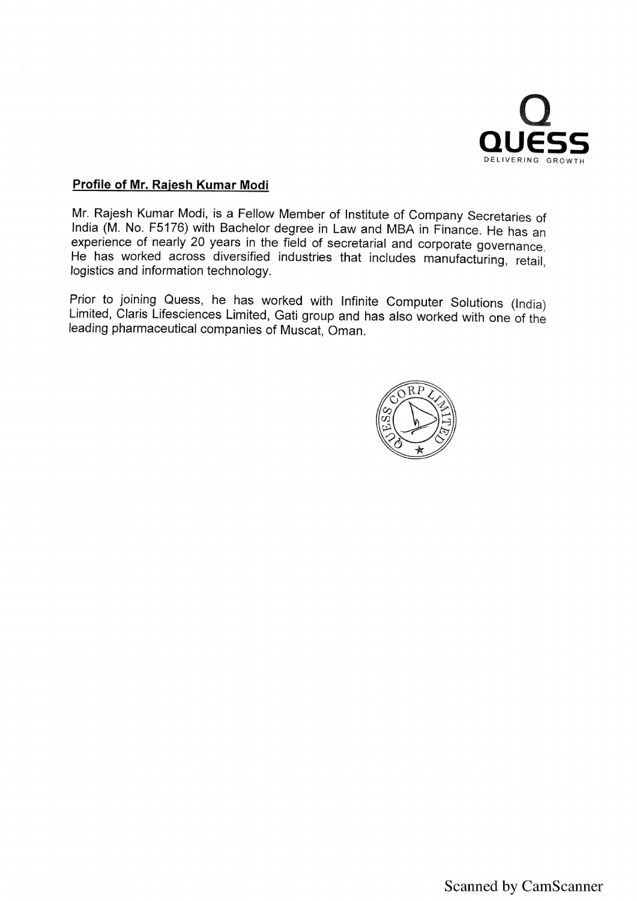**Profile of Mr. Rajesh Kumar Modi**

Mr. Rajesh Kumar Modi, is a Fellow Member of Institute of Company Secretaries of India (M. No. F5176) with Bachelor degree in Law and MBA in Finance. He has an experience of nearly 20 years in the field of secretarial and corporate governance. He has worked across diversified industries that includes manufacturing, retail, logistics and information technology.

Prior to joining Quess, he has worked with Infinite Computer Solutions (India) Limited, Claris Lifesciences Limited, Gati group and has also worked with one of the leading pharmaceutical companies of Muscat, Oman.